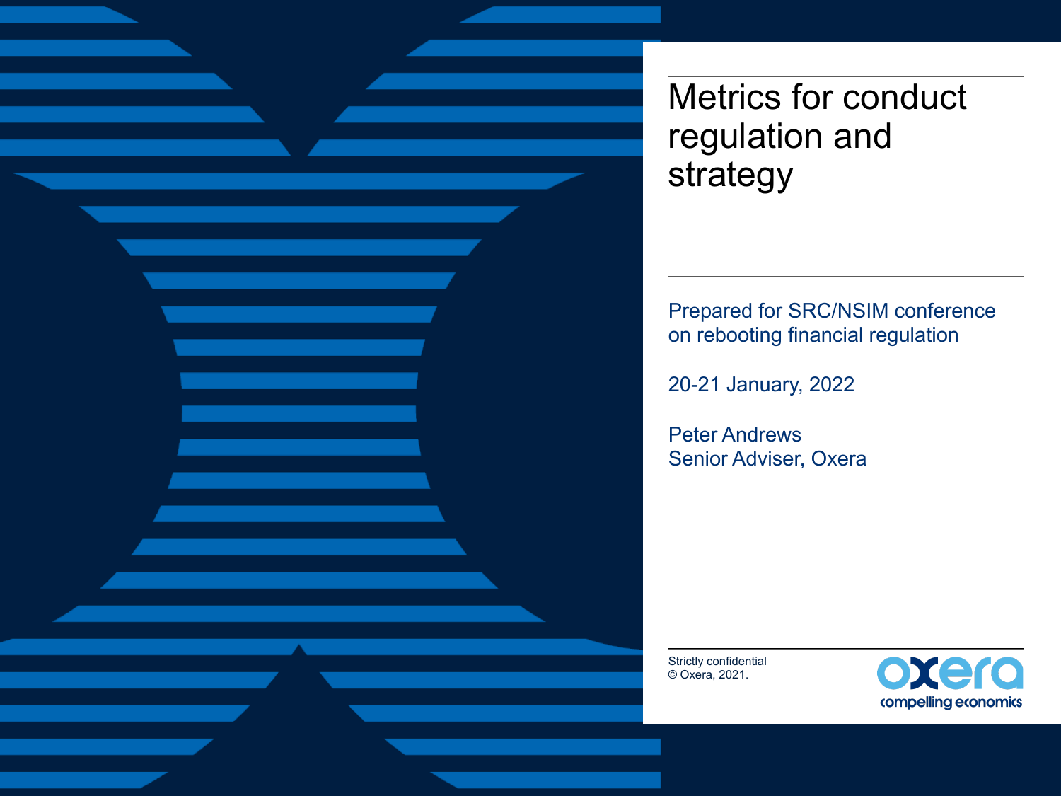# Metrics for conduct regulation and strategy

Prepared for SRC/NSIM conference on rebooting financial regulation

20-21 January, 2022

Peter Andrews
Senior Adviser, Oxera

Strictly confidential
© Oxera, 2021.

oxera
compelling economics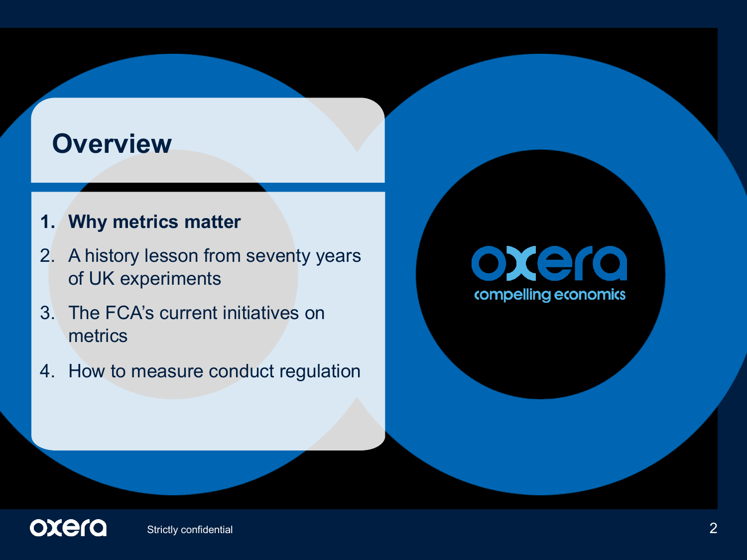# Overview

1. **Why metrics matter**
2. A history lesson from seventy years of UK experiments
3. The FCA's current initiatives on metrics
4. How to measure conduct regulation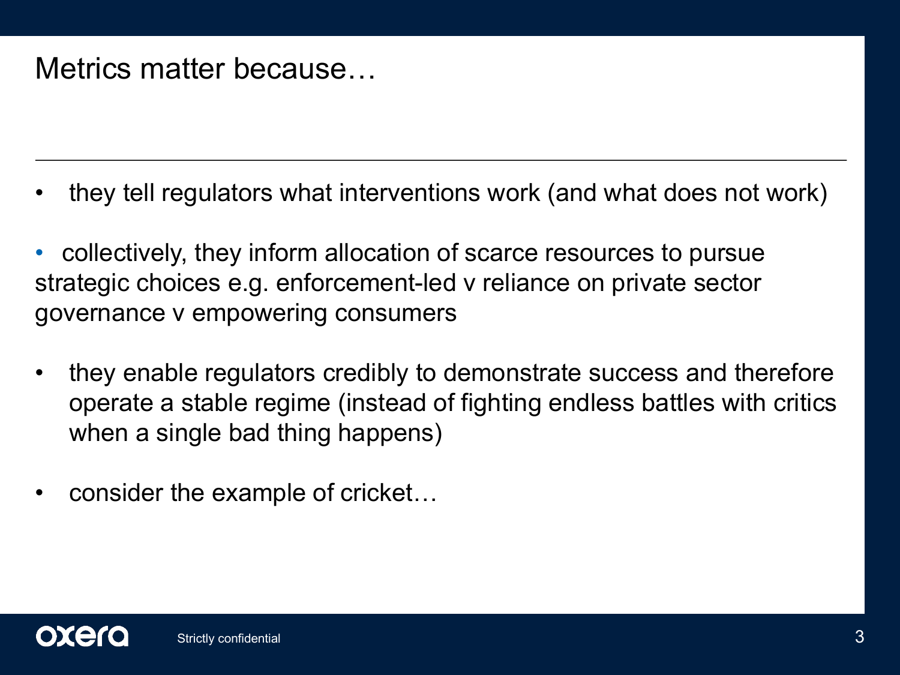# Metrics matter because…

- they tell regulators what interventions work (and what does not work)
- collectively, they inform allocation of scarce resources to pursue strategic choices e.g. enforcement-led v reliance on private sector governance v empowering consumers
- they enable regulators credibly to demonstrate success and therefore operate a stable regime (instead of fighting endless battles with critics when a single bad thing happens)
- consider the example of cricket…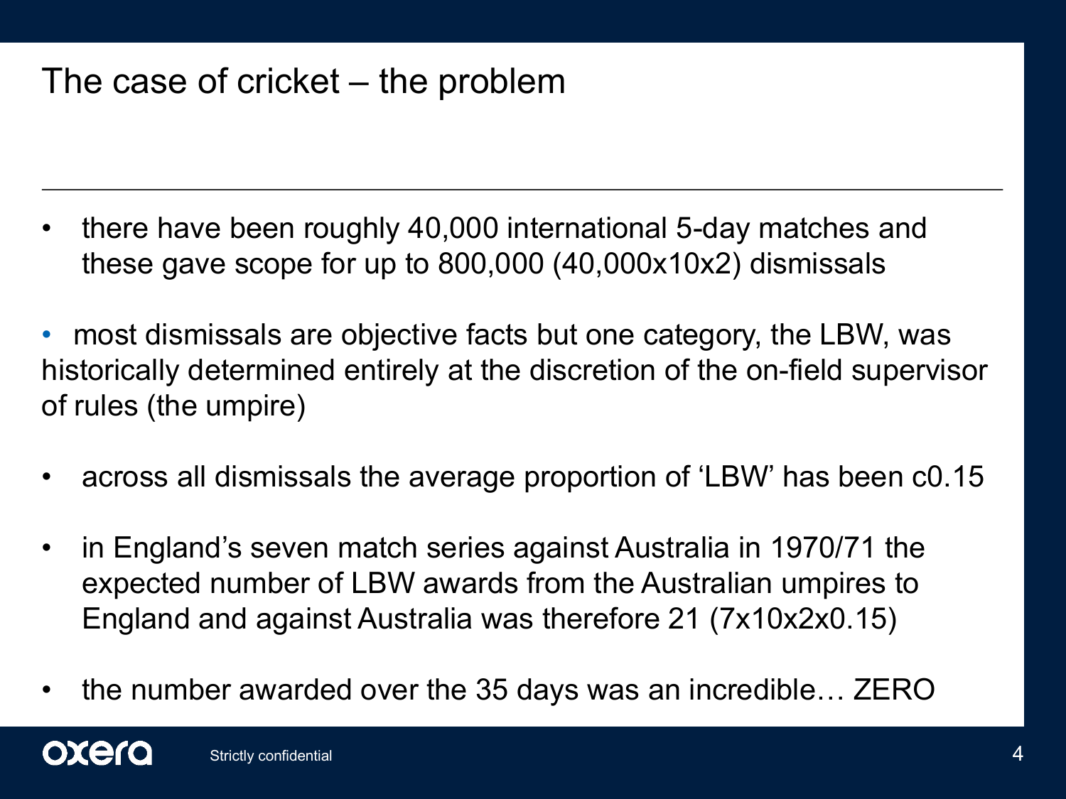# The case of cricket – the problem

- there have been roughly 40,000 international 5-day matches and these gave scope for up to 800,000 (40,000x10x2) dismissals

- most dismissals are objective facts but one category, the LBW, was historically determined entirely at the discretion of the on-field supervisor of rules (the umpire)

- across all dismissals the average proportion of 'LBW' has been c0.15

- in England's seven match series against Australia in 1970/71 the expected number of LBW awards from the Australian umpires to England and against Australia was therefore 21 (7x10x2x0.15)

- the number awarded over the 35 days was an incredible… ZERO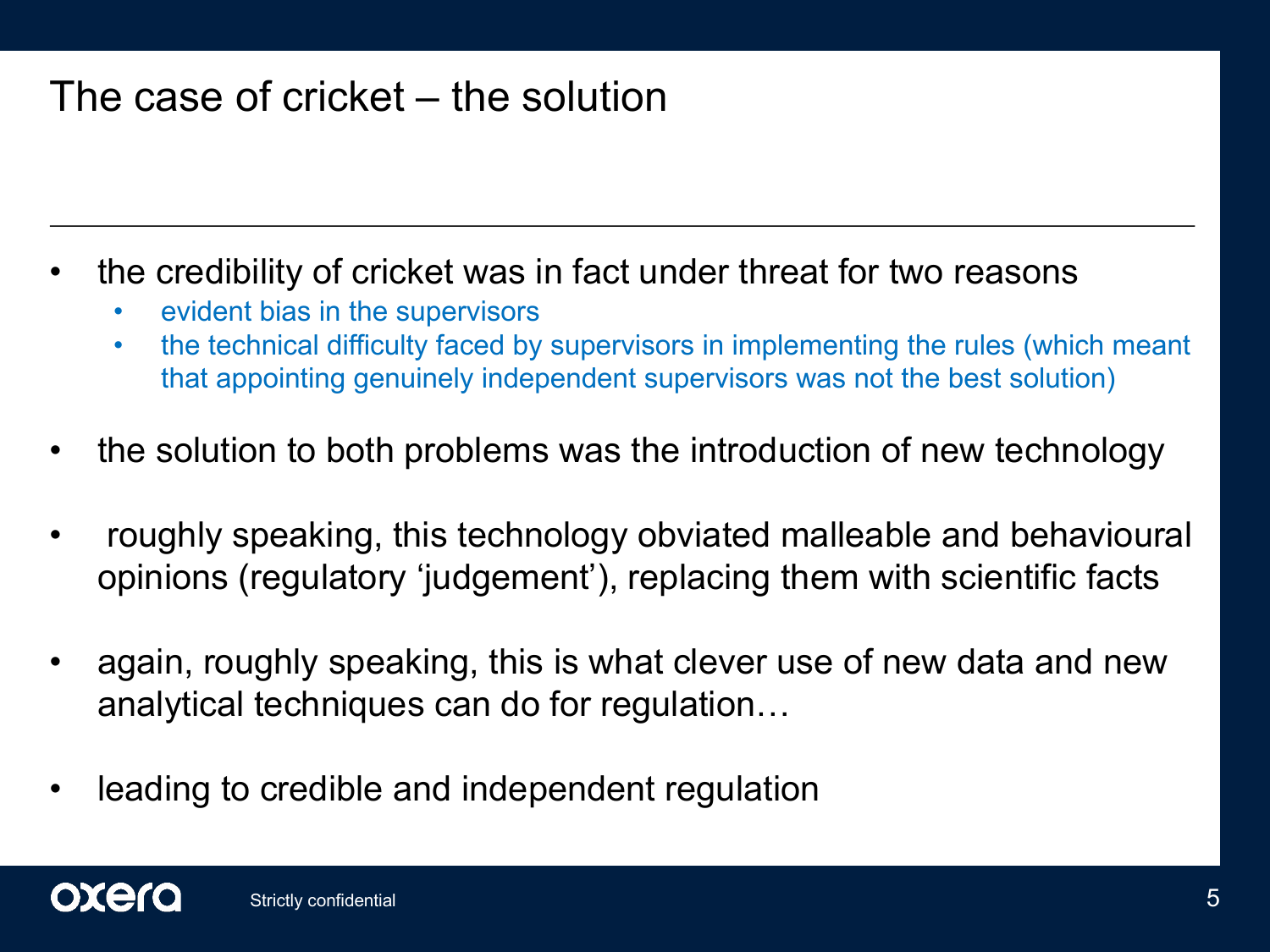# The case of cricket – the solution

- the credibility of cricket was in fact under threat for two reasons
  - evident bias in the supervisors
  - the technical difficulty faced by supervisors in implementing the rules (which meant that appointing genuinely independent supervisors was not the best solution)
- the solution to both problems was the introduction of new technology
- roughly speaking, this technology obviated malleable and behavioural opinions (regulatory 'judgement'), replacing them with scientific facts
- again, roughly speaking, this is what clever use of new data and new analytical techniques can do for regulation…
- leading to credible and independent regulation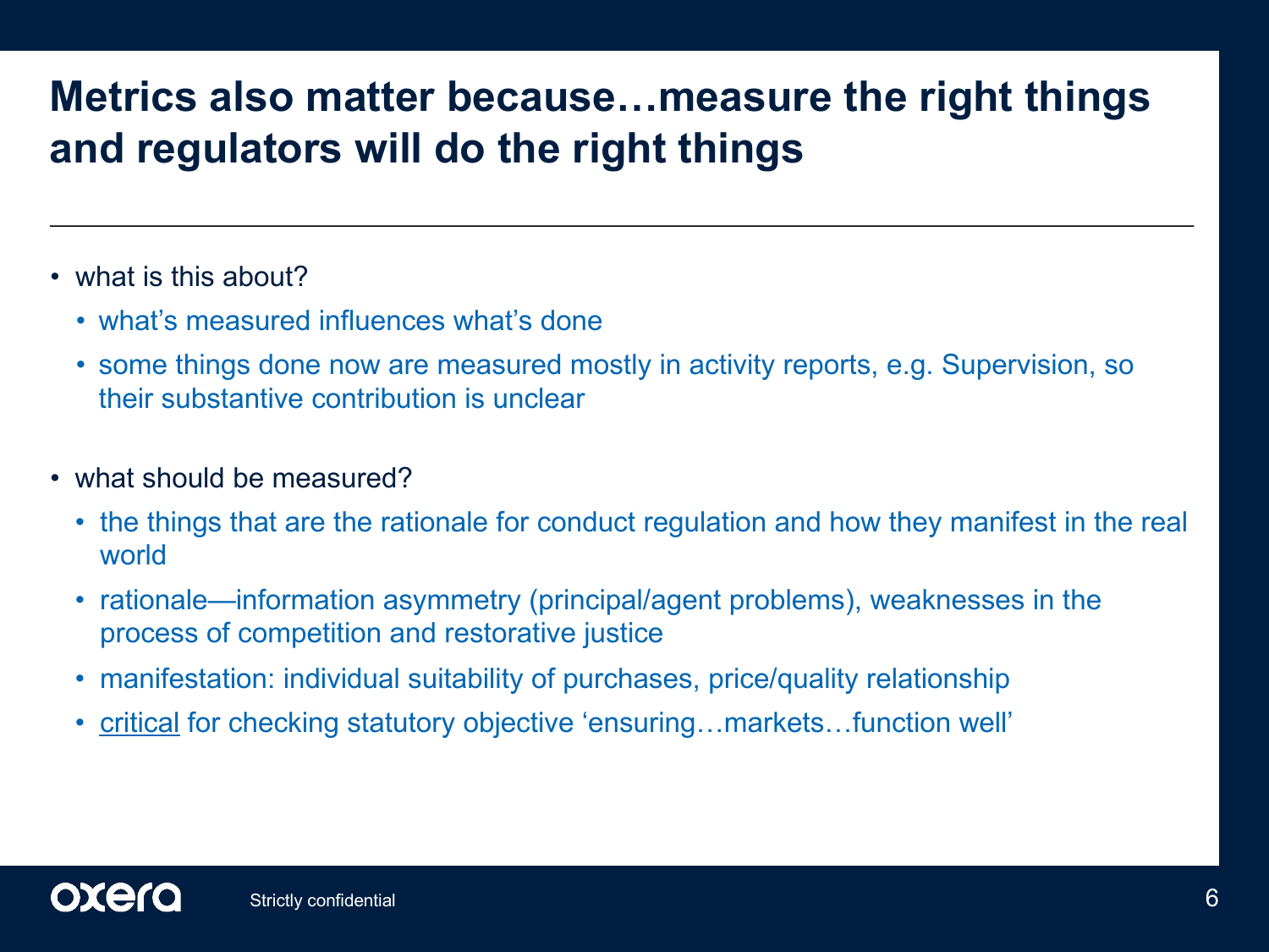# Metrics also matter because…measure the right things and regulators will do the right things

- what is this about?
  - what's measured influences what's done
  - some things done now are measured mostly in activity reports, e.g. Supervision, so their substantive contribution is unclear

- what should be measured?
  - the things that are the rationale for conduct regulation and how they manifest in the real world
  - rationale—information asymmetry (principal/agent problems), weaknesses in the process of competition and restorative justice
  - manifestation: individual suitability of purchases, price/quality relationship
  - <u>critical</u> for checking statutory objective 'ensuring…markets…function well'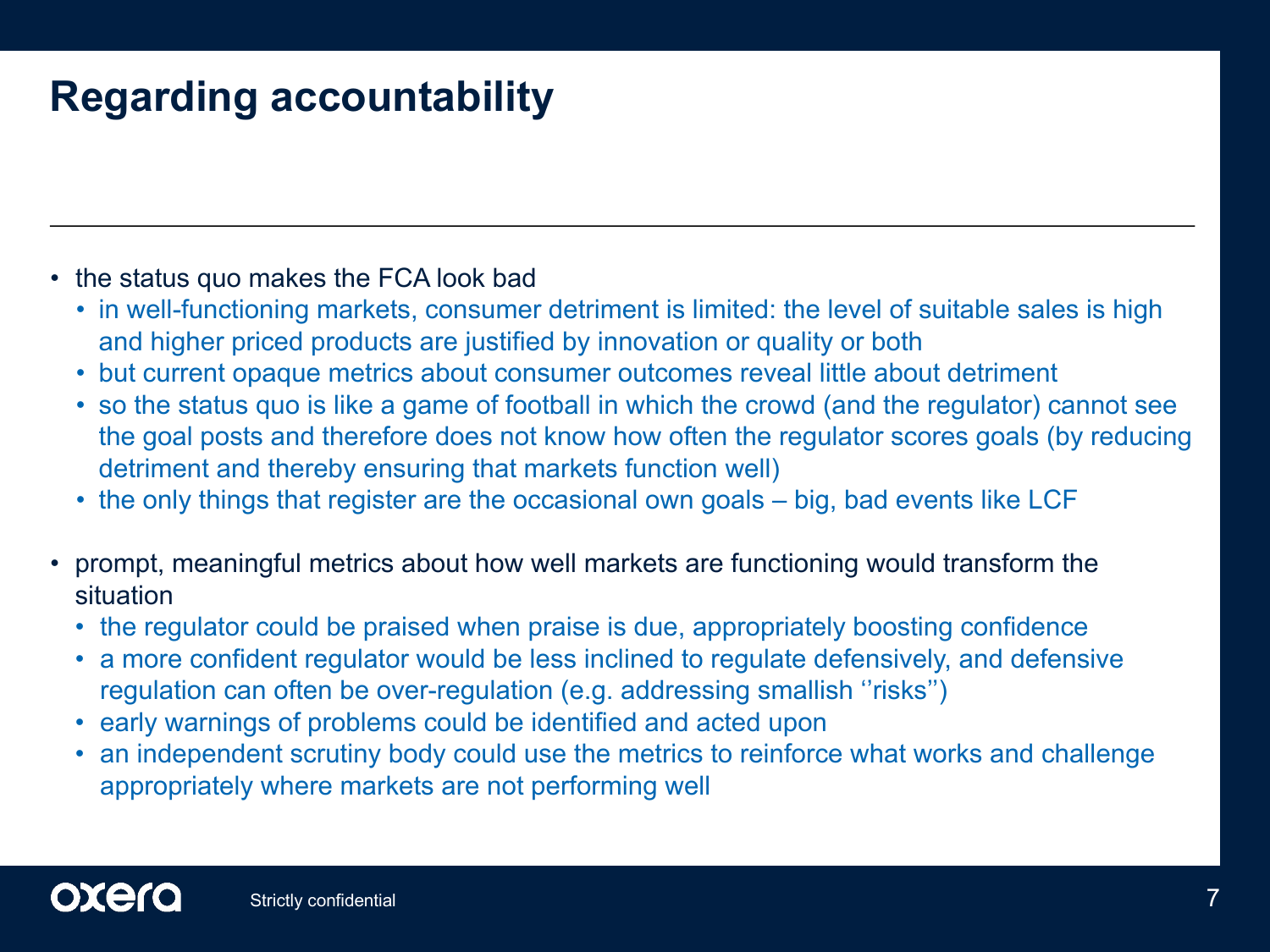# Regarding accountability

- the status quo makes the FCA look bad
  - in well-functioning markets, consumer detriment is limited: the level of suitable sales is high and higher priced products are justified by innovation or quality or both
  - but current opaque metrics about consumer outcomes reveal little about detriment
  - so the status quo is like a game of football in which the crowd (and the regulator) cannot see the goal posts and therefore does not know how often the regulator scores goals (by reducing detriment and thereby ensuring that markets function well)
  - the only things that register are the occasional own goals – big, bad events like LCF
- prompt, meaningful metrics about how well markets are functioning would transform the situation
  - the regulator could be praised when praise is due, appropriately boosting confidence
  - a more confident regulator would be less inclined to regulate defensively, and defensive regulation can often be over-regulation (e.g. addressing smallish ''risks'')
  - early warnings of problems could be identified and acted upon
  - an independent scrutiny body could use the metrics to reinforce what works and challenge appropriately where markets are not performing well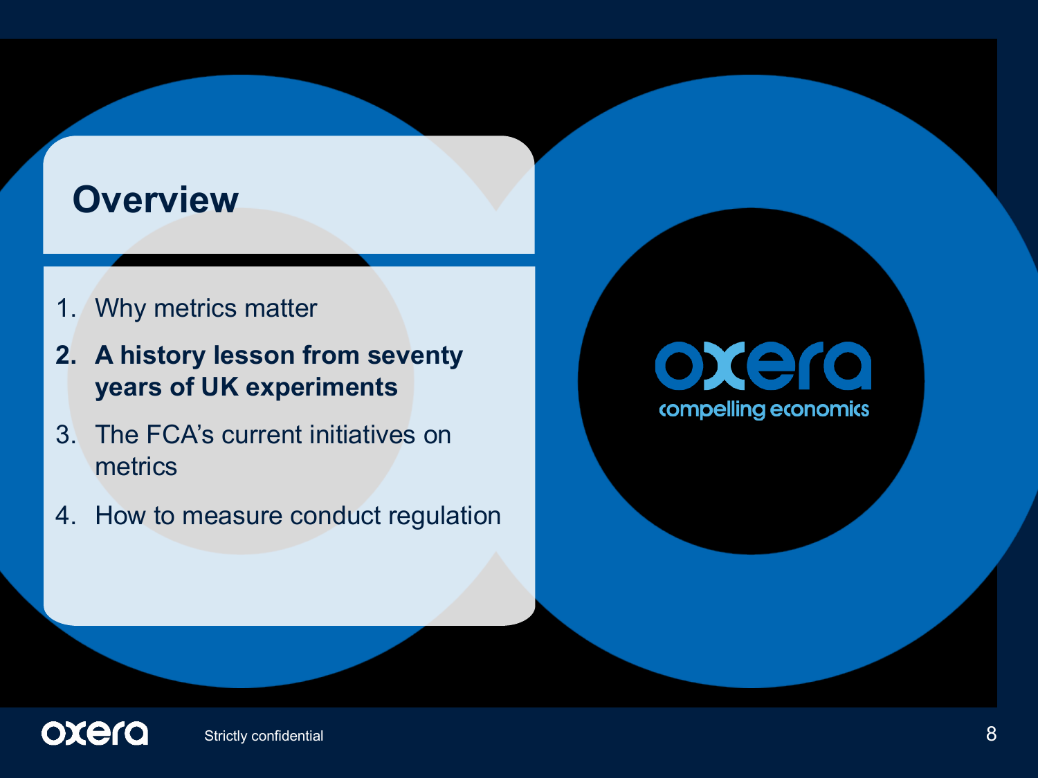# Overview

1. Why metrics matter
2. **A history lesson from seventy years of UK experiments**
3. The FCA's current initiatives on metrics
4. How to measure conduct regulation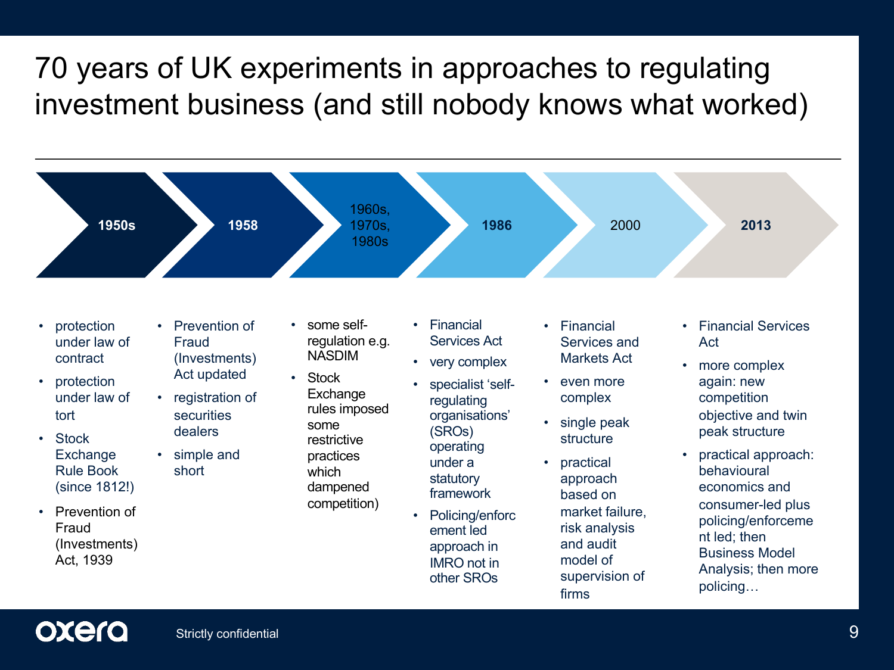# 70 years of UK experiments in approaches to regulating investment business (and still nobody knows what worked)

## 1950s

- protection under law of contract
- protection under law of tort
- Stock Exchange Rule Book (since 1812!)
- Prevention of Fraud (Investments) Act, 1939

## 1958

- Prevention of Fraud (Investments) Act updated
- registration of securities dealers
- simple and short

## 1960s, 1970s, 1980s

- some self-regulation e.g. NASDIM
- Stock Exchange rules imposed some restrictive practices which dampened competition)

## 1986

- Financial Services Act
- very complex
- specialist 'self-regulating organisations' (SROs) operating under a statutory framework
- Policing/enforcement led approach in IMRO not in other SROs

## 2000

- Financial Services and Markets Act
- even more complex
- single peak structure
- practical approach based on market failure, risk analysis and audit model of supervision of firms

## 2013

- Financial Services Act
- more complex again: new competition objective and twin peak structure
- practical approach: behavioural economics and consumer-led plus policing/enforcement led; then Business Model Analysis; then more policing…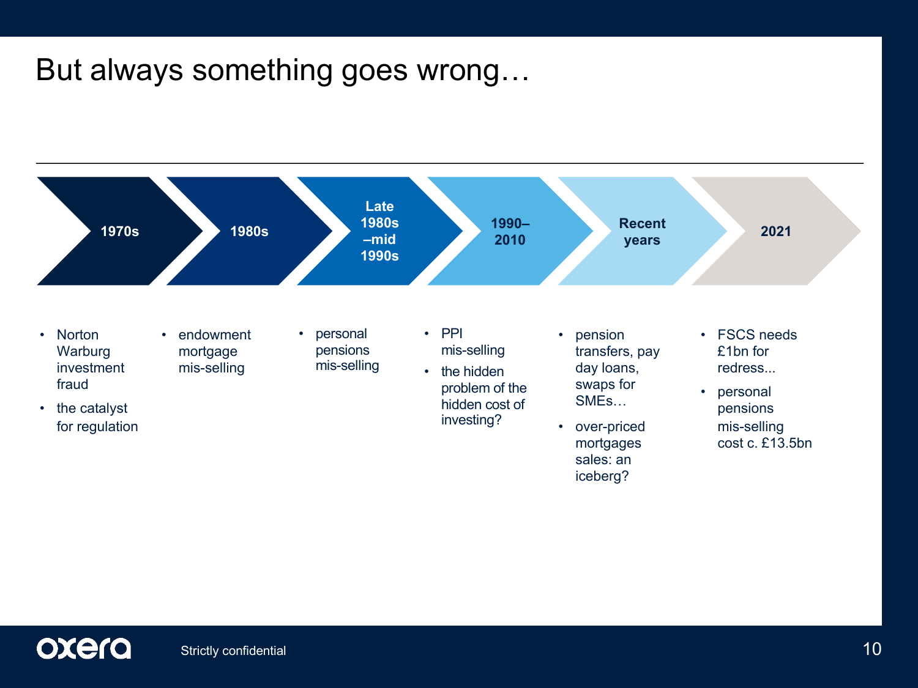# But always something goes wrong…

**1970s**
- Norton Warburg investment fraud
- the catalyst for regulation

**1980s**
- endowment mortgage mis-selling

**Late 1980s–mid 1990s**
- personal pensions mis-selling

**1990–2010**
- PPI mis-selling
- the hidden problem of the hidden cost of investing?

**Recent years**
- pension transfers, pay day loans, swaps for SMEs…
- over-priced mortgages sales: an iceberg?

**2021**
- FSCS needs £1bn for redress...
- personal pensions mis-selling cost c. £13.5bn

Strictly confidential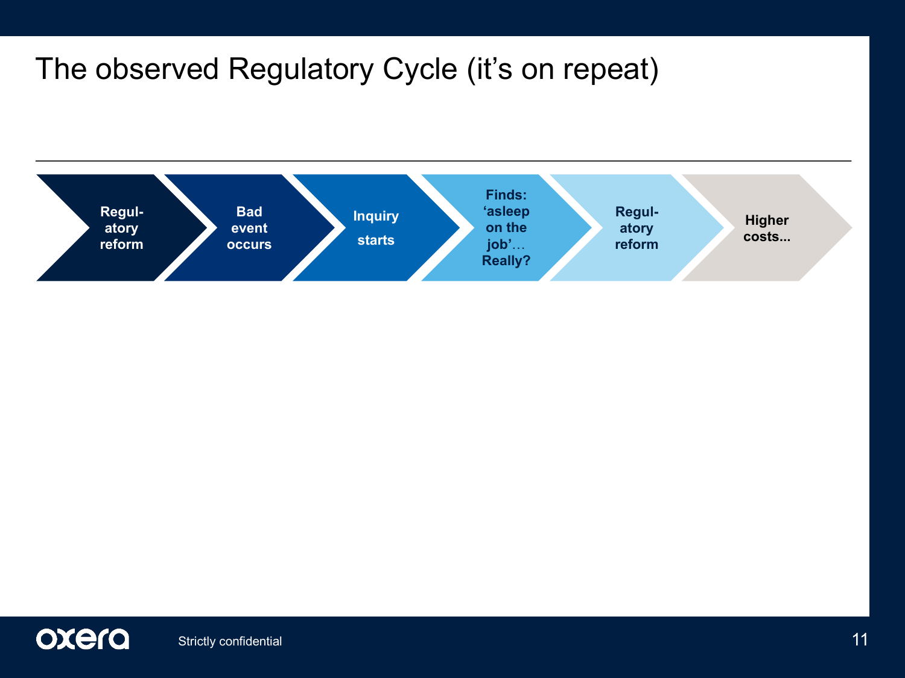# The observed Regulatory Cycle (it's on repeat)

Regul-atory reform → Bad event occurs → Inquiry starts → Finds: 'asleep on the job'… Really? → Regul-atory reform → Higher costs...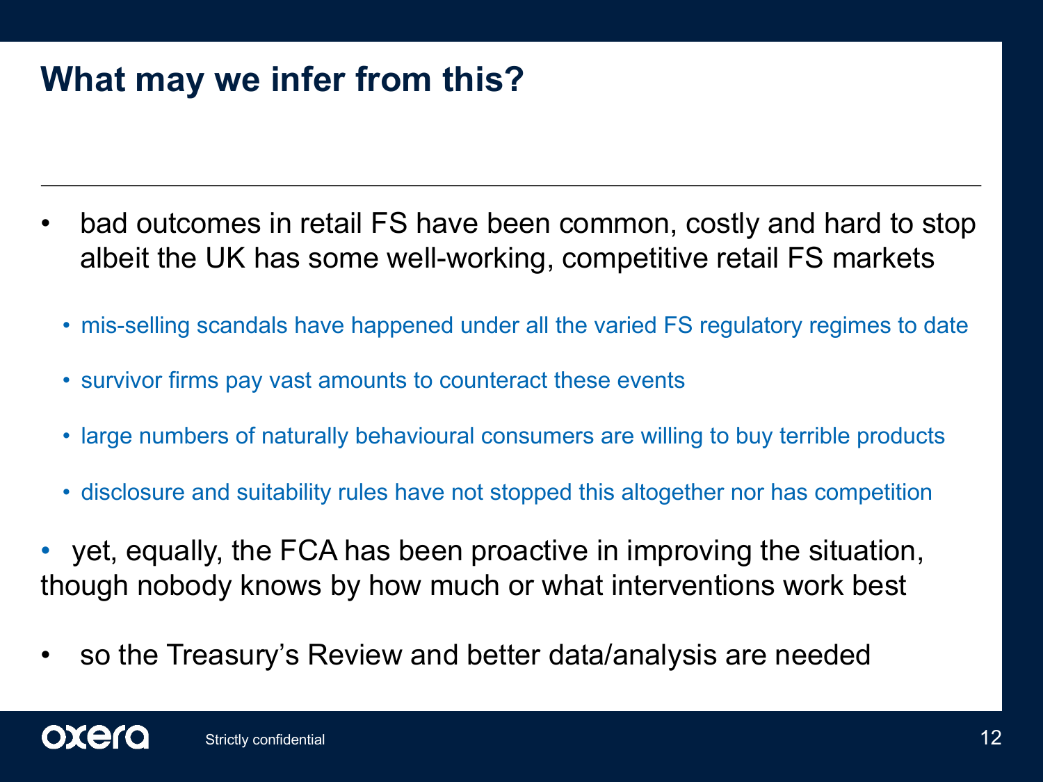# What may we infer from this?

- bad outcomes in retail FS have been common, costly and hard to stop albeit the UK has some well-working, competitive retail FS markets
  - mis-selling scandals have happened under all the varied FS regulatory regimes to date
  - survivor firms pay vast amounts to counteract these events
  - large numbers of naturally behavioural consumers are willing to buy terrible products
  - disclosure and suitability rules have not stopped this altogether nor has competition
- yet, equally, the FCA has been proactive in improving the situation, though nobody knows by how much or what interventions work best
- so the Treasury's Review and better data/analysis are needed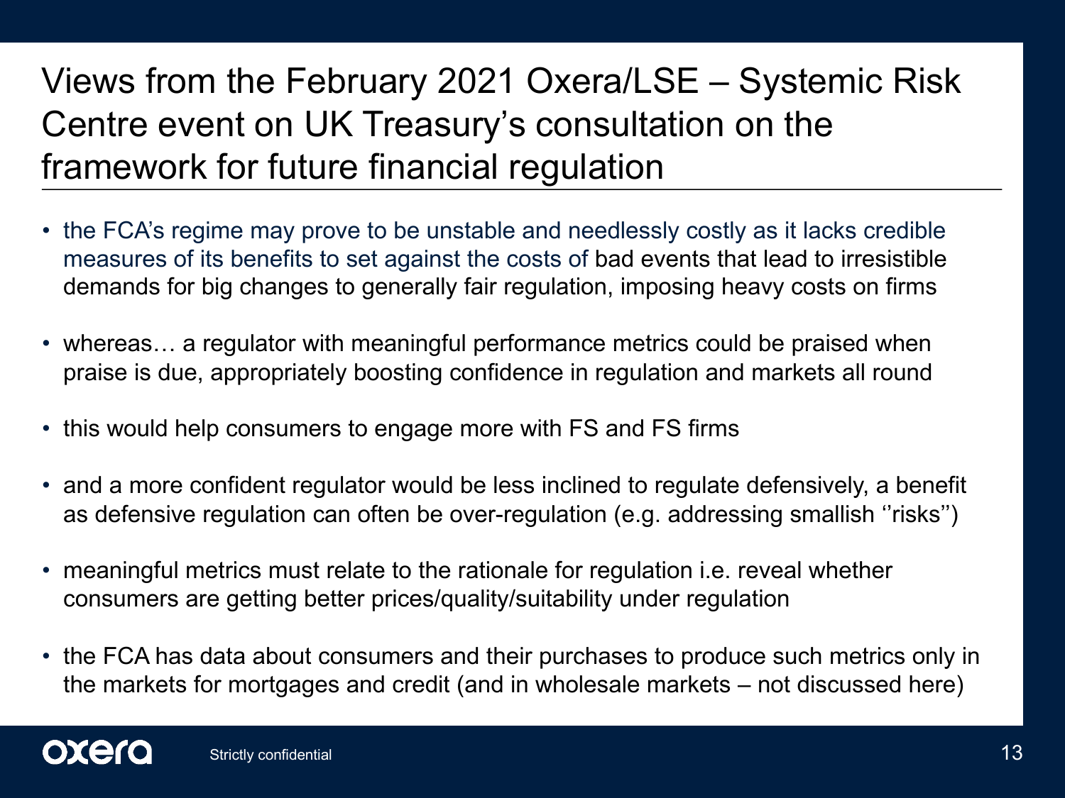# Views from the February 2021 Oxera/LSE – Systemic Risk Centre event on UK Treasury's consultation on the framework for future financial regulation

- the FCA's regime may prove to be unstable and needlessly costly as it lacks credible measures of its benefits to set against the costs of bad events that lead to irresistible demands for big changes to generally fair regulation, imposing heavy costs on firms
- whereas… a regulator with meaningful performance metrics could be praised when praise is due, appropriately boosting confidence in regulation and markets all round
- this would help consumers to engage more with FS and FS firms
- and a more confident regulator would be less inclined to regulate defensively, a benefit as defensive regulation can often be over-regulation (e.g. addressing smallish ''risks'')
- meaningful metrics must relate to the rationale for regulation i.e. reveal whether consumers are getting better prices/quality/suitability under regulation
- the FCA has data about consumers and their purchases to produce such metrics only in the markets for mortgages and credit (and in wholesale markets – not discussed here)

Strictly confidential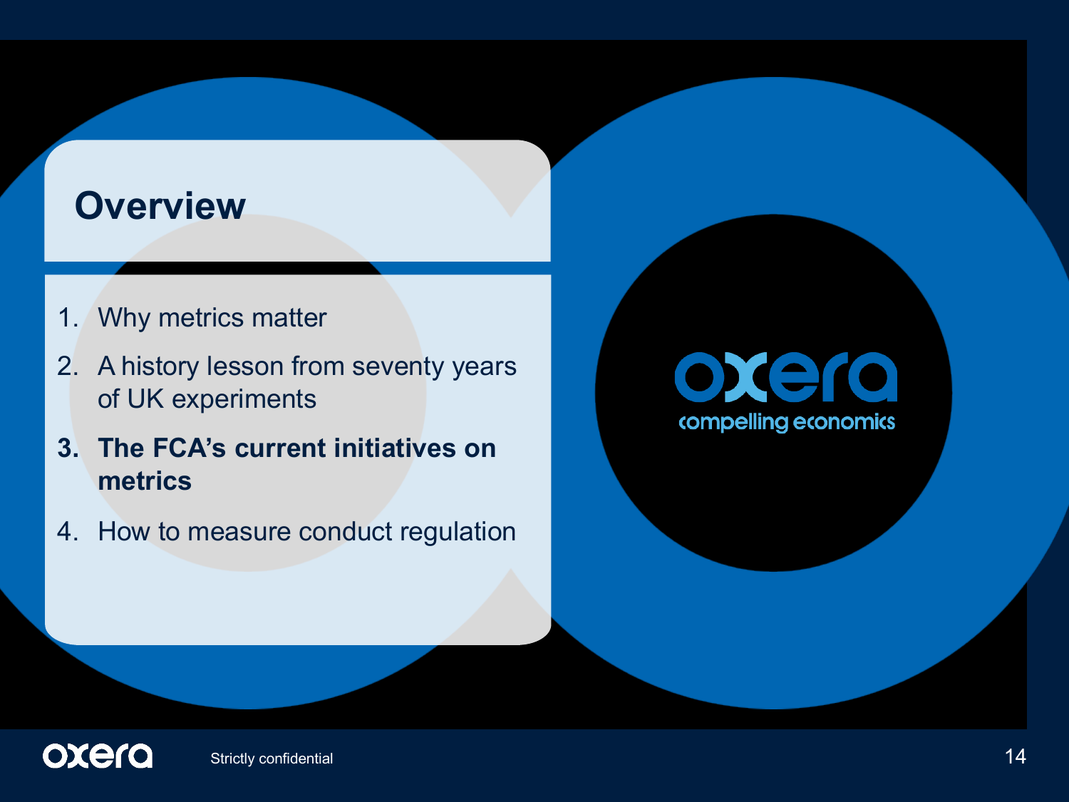## Overview

1. Why metrics matter
2. A history lesson from seventy years of UK experiments
3. **The FCA's current initiatives on metrics**
4. How to measure conduct regulation

oxera
compelling economics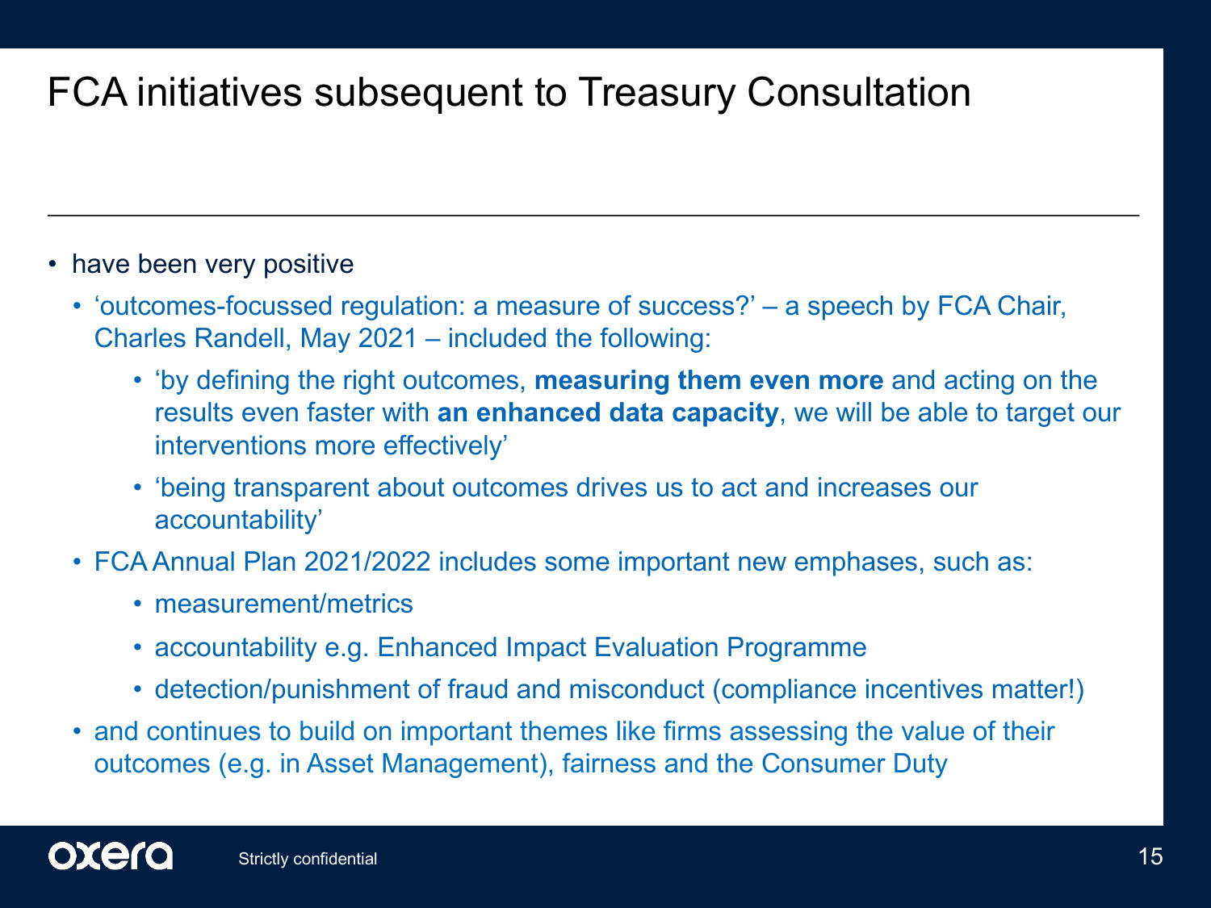# FCA initiatives subsequent to Treasury Consultation

- have been very positive
  - ‘outcomes-focussed regulation: a measure of success?’ – a speech by FCA Chair, Charles Randell, May 2021 – included the following:
    - ‘by defining the right outcomes, **measuring them even more** and acting on the results even faster with **an enhanced data capacity**, we will be able to target our interventions more effectively’
    - ‘being transparent about outcomes drives us to act and increases our accountability’
  - FCA Annual Plan 2021/2022 includes some important new emphases, such as:
    - measurement/metrics
    - accountability e.g. Enhanced Impact Evaluation Programme
    - detection/punishment of fraud and misconduct (compliance incentives matter!)
  - and continues to build on important themes like firms assessing the value of their outcomes (e.g. in Asset Management), fairness and the Consumer Duty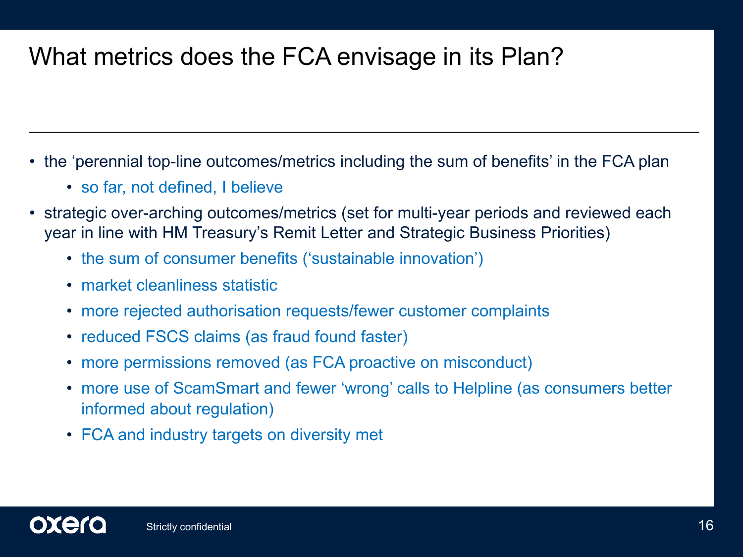# What metrics does the FCA envisage in its Plan?

- the 'perennial top-line outcomes/metrics including the sum of benefits' in the FCA plan
  - so far, not defined, I believe
- strategic over-arching outcomes/metrics (set for multi-year periods and reviewed each year in line with HM Treasury's Remit Letter and Strategic Business Priorities)
  - the sum of consumer benefits ('sustainable innovation')
  - market cleanliness statistic
  - more rejected authorisation requests/fewer customer complaints
  - reduced FSCS claims (as fraud found faster)
  - more permissions removed (as FCA proactive on misconduct)
  - more use of ScamSmart and fewer 'wrong' calls to Helpline (as consumers better informed about regulation)
  - FCA and industry targets on diversity met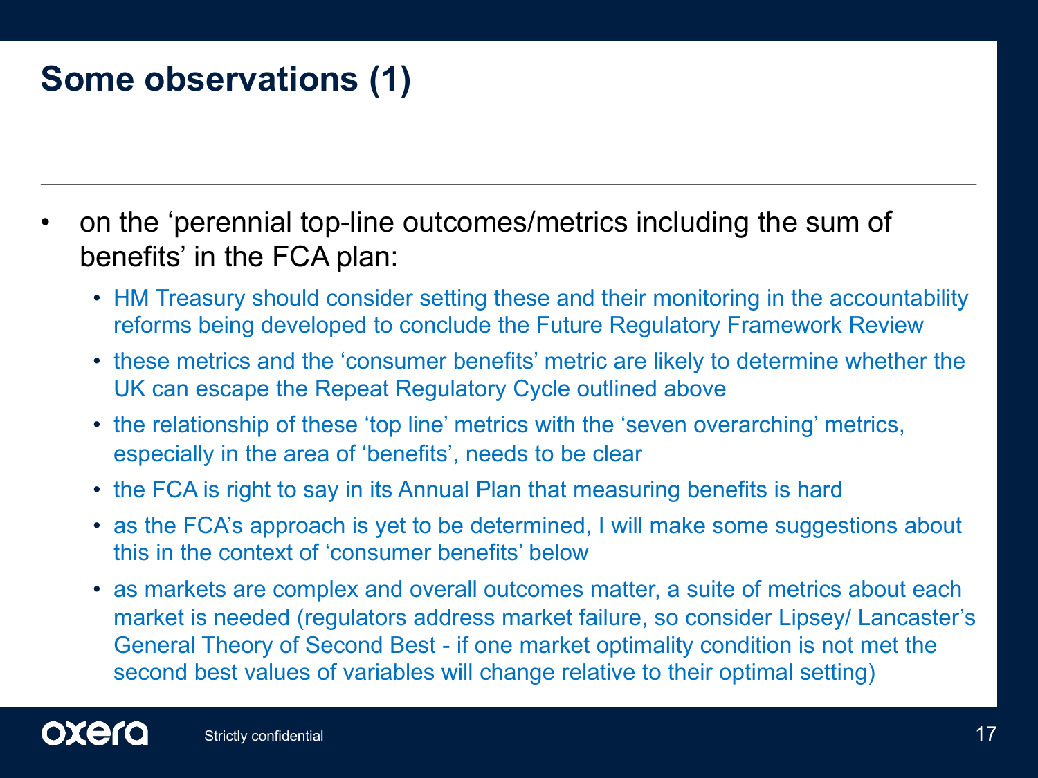# Some observations (1)

- on the ‘perennial top-line outcomes/metrics including the sum of benefits’ in the FCA plan:
  - HM Treasury should consider setting these and their monitoring in the accountability reforms being developed to conclude the Future Regulatory Framework Review
  - these metrics and the ‘consumer benefits’ metric are likely to determine whether the UK can escape the Repeat Regulatory Cycle outlined above
  - the relationship of these ‘top line’ metrics with the ‘seven overarching’ metrics, especially in the area of ‘benefits’, needs to be clear
  - the FCA is right to say in its Annual Plan that measuring benefits is hard
  - as the FCA’s approach is yet to be determined, I will make some suggestions about this in the context of ‘consumer benefits’ below
  - as markets are complex and overall outcomes matter, a suite of metrics about each market is needed (regulators address market failure, so consider Lipsey/ Lancaster’s General Theory of Second Best - if one market optimality condition is not met the second best values of variables will change relative to their optimal setting)

Strictly confidential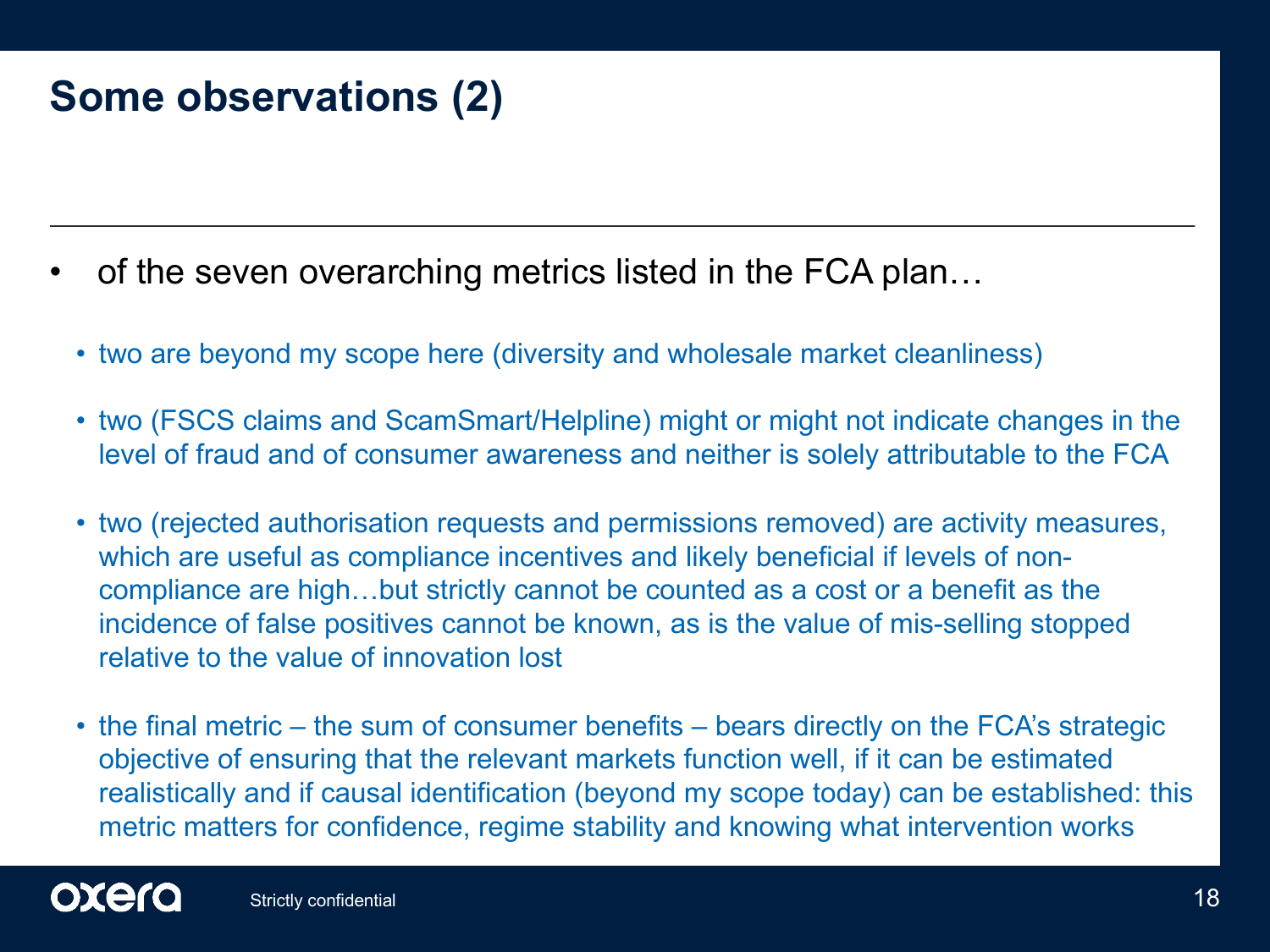# Some observations (2)

- of the seven overarching metrics listed in the FCA plan…
  - two are beyond my scope here (diversity and wholesale market cleanliness)
  - two (FSCS claims and ScamSmart/Helpline) might or might not indicate changes in the level of fraud and of consumer awareness and neither is solely attributable to the FCA
  - two (rejected authorisation requests and permissions removed) are activity measures, which are useful as compliance incentives and likely beneficial if levels of non-compliance are high…but strictly cannot be counted as a cost or a benefit as the incidence of false positives cannot be known, as is the value of mis-selling stopped relative to the value of innovation lost
  - the final metric – the sum of consumer benefits – bears directly on the FCA's strategic objective of ensuring that the relevant markets function well, if it can be estimated realistically and if causal identification (beyond my scope today) can be established: this metric matters for confidence, regime stability and knowing what intervention works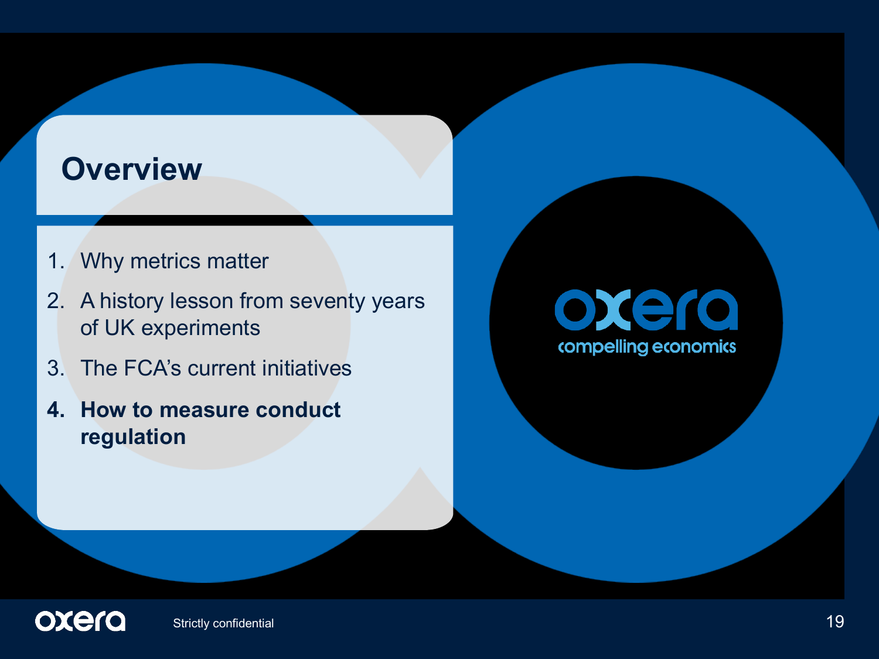# Overview

1. Why metrics matter
2. A history lesson from seventy years of UK experiments
3. The FCA's current initiatives
4. **How to measure conduct regulation**

oxera
compelling economics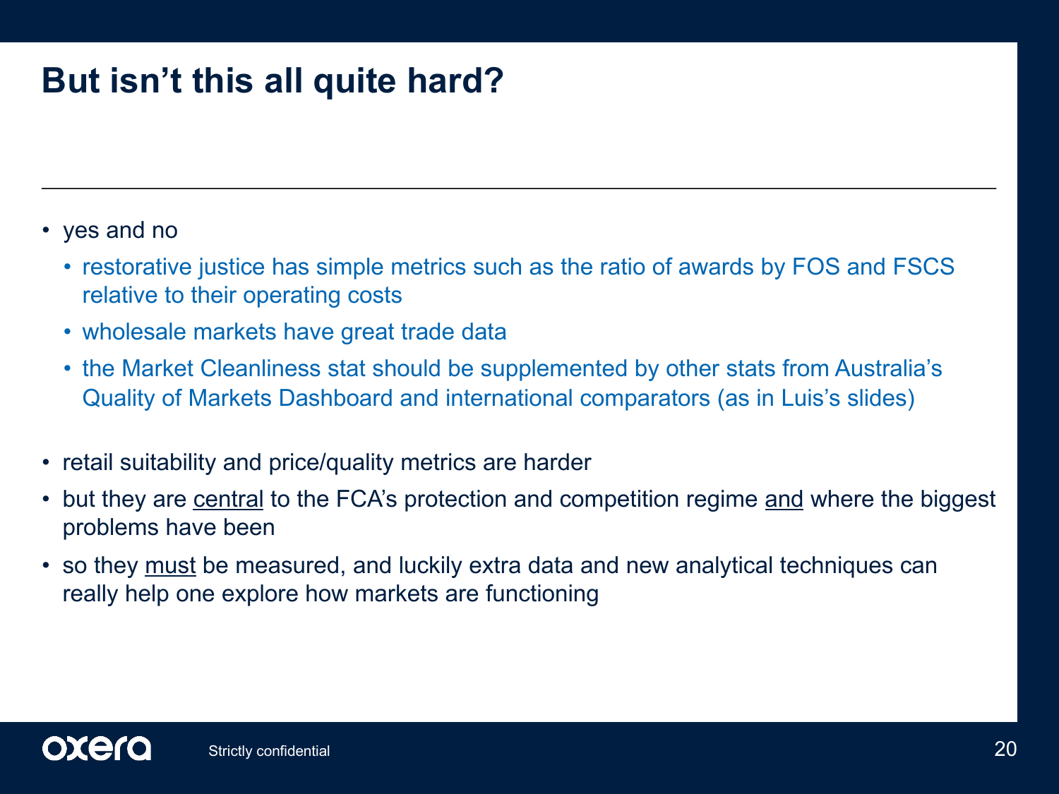# But isn't this all quite hard?

- yes and no
  - restorative justice has simple metrics such as the ratio of awards by FOS and FSCS relative to their operating costs
  - wholesale markets have great trade data
  - the Market Cleanliness stat should be supplemented by other stats from Australia's Quality of Markets Dashboard and international comparators (as in Luis's slides)
- retail suitability and price/quality metrics are harder
- but they are <u>central</u> to the FCA's protection and competition regime <u>and</u> where the biggest problems have been
- so they <u>must</u> be measured, and luckily extra data and new analytical techniques can really help one explore how markets are functioning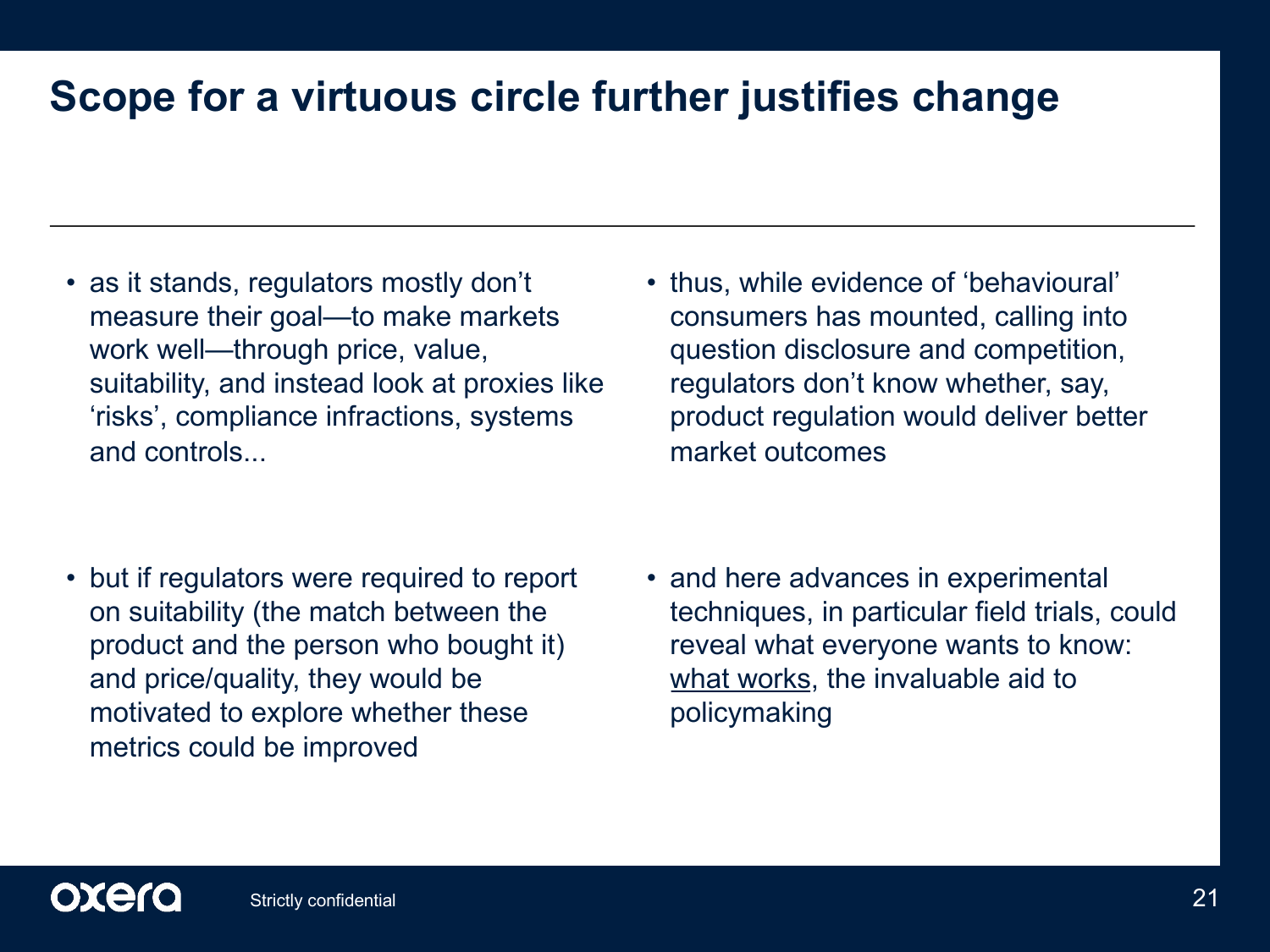# Scope for a virtuous circle further justifies change

- as it stands, regulators mostly don't measure their goal—to make markets work well—through price, value, suitability, and instead look at proxies like 'risks', compliance infractions, systems and controls...
- but if regulators were required to report on suitability (the match between the product and the person who bought it) and price/quality, they would be motivated to explore whether these metrics could be improved
- thus, while evidence of 'behavioural' consumers has mounted, calling into question disclosure and competition, regulators don't know whether, say, product regulation would deliver better market outcomes
- and here advances in experimental techniques, in particular field trials, could reveal what everyone wants to know: <u>what works</u>, the invaluable aid to policymaking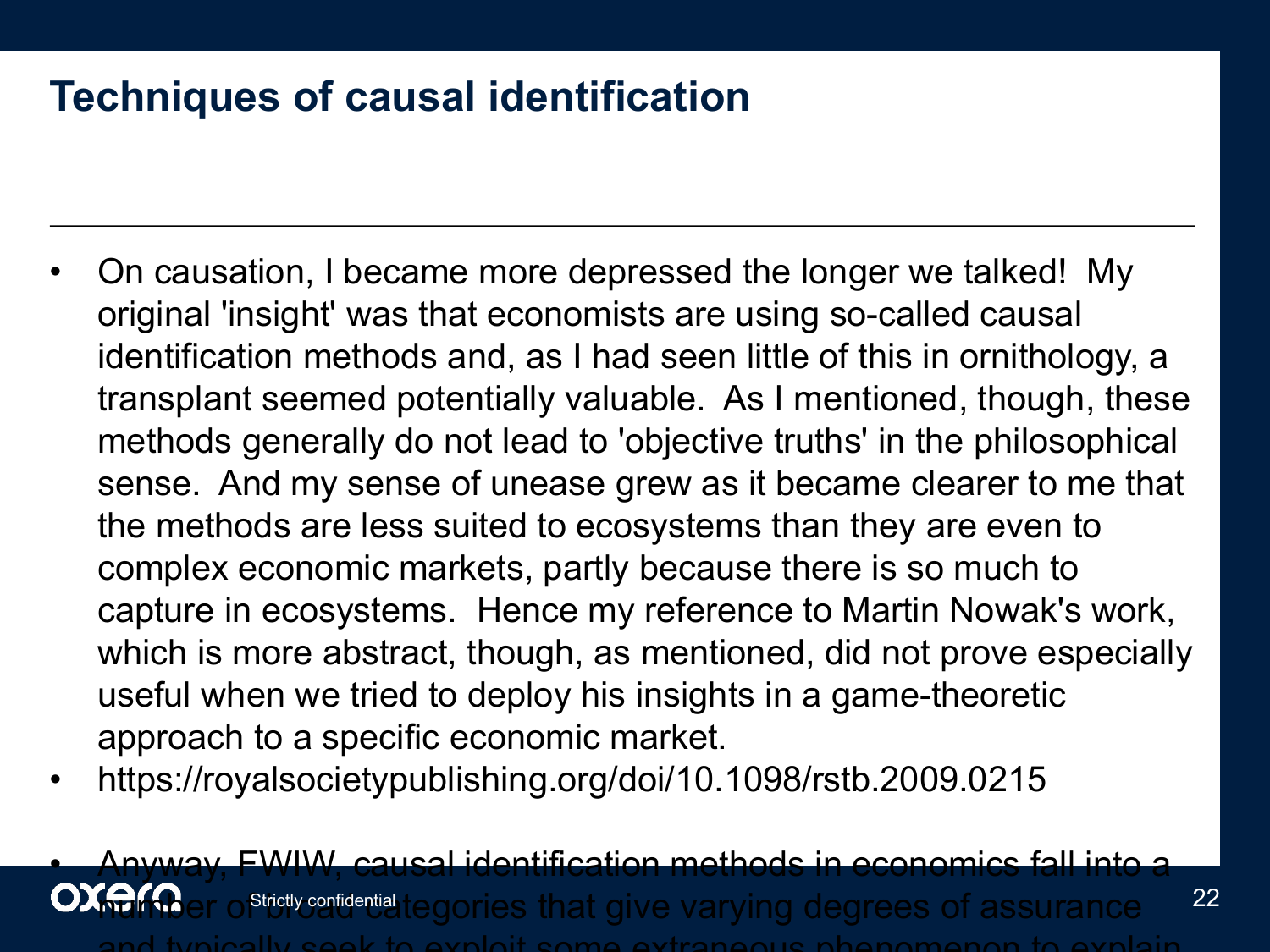# Techniques of causal identification

- On causation, I became more depressed the longer we talked!  My original 'insight' was that economists are using so-called causal identification methods and, as I had seen little of this in ornithology, a transplant seemed potentially valuable.  As I mentioned, though, these methods generally do not lead to 'objective truths' in the philosophical sense.  And my sense of unease grew as it became clearer to me that the methods are less suited to ecosystems than they are even to complex economic markets, partly because there is so much to capture in ecosystems.  Hence my reference to Martin Nowak's work, which is more abstract, though, as mentioned, did not prove especially useful when we tried to deploy his insights in a game-theoretic approach to a specific economic market.
- https://royalsocietypublishing.org/doi/10.1098/rstb.2009.0215
- Anyway, FWIW, causal identification methods in economics fall into a number of broad categories that give varying degrees of assurance and typically seek to exploit some extraneous phenomenon to explain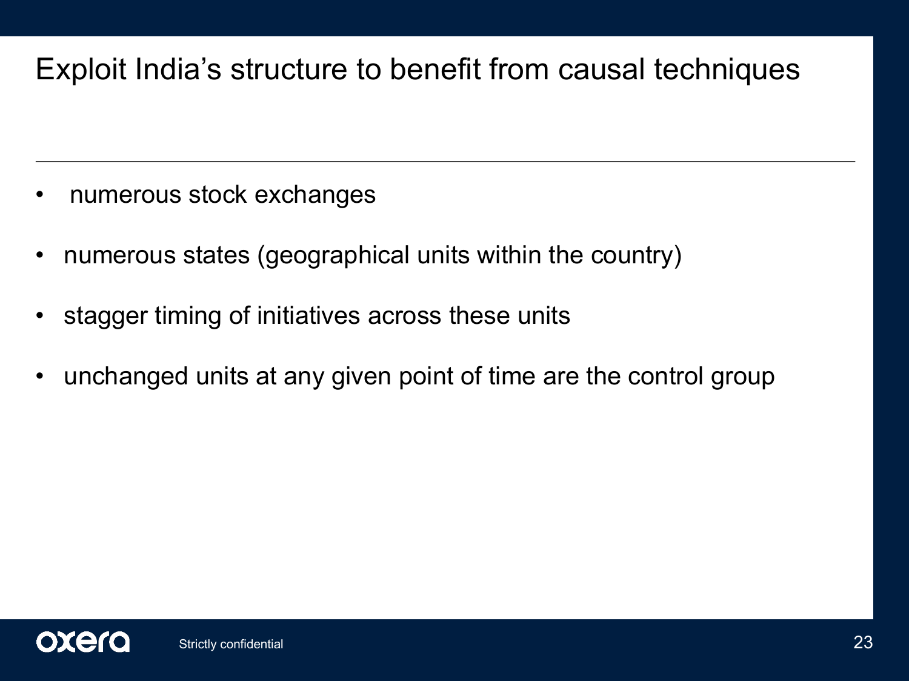# Exploit India's structure to benefit from causal techniques

- numerous stock exchanges
- numerous states (geographical units within the country)
- stagger timing of initiatives across these units
- unchanged units at any given point of time are the control group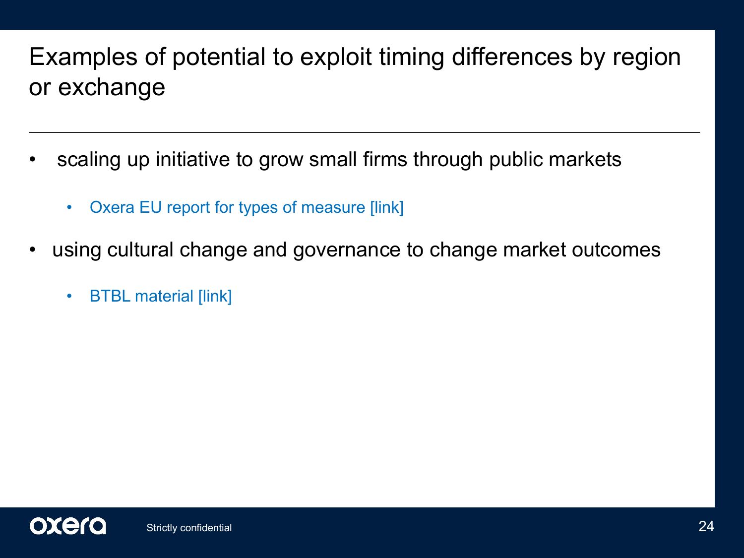# Examples of potential to exploit timing differences by region or exchange

- scaling up initiative to grow small firms through public markets
  - Oxera EU report for types of measure [link]
- using cultural change and governance to change market outcomes
  - BTBL material [link]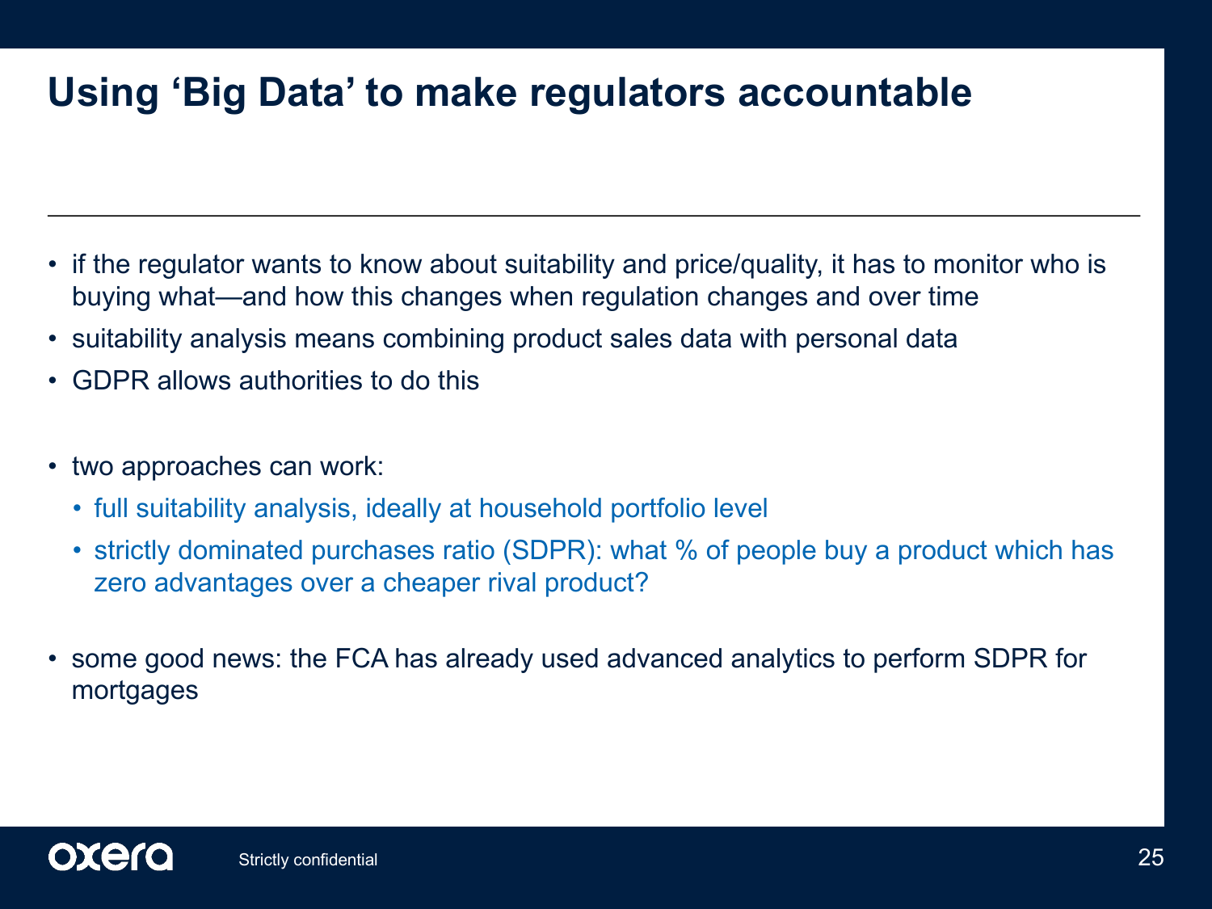# Using 'Big Data' to make regulators accountable

- if the regulator wants to know about suitability and price/quality, it has to monitor who is buying what—and how this changes when regulation changes and over time
- suitability analysis means combining product sales data with personal data
- GDPR allows authorities to do this

- two approaches can work:
  - full suitability analysis, ideally at household portfolio level
  - strictly dominated purchases ratio (SDPR): what % of people buy a product which has zero advantages over a cheaper rival product?

- some good news: the FCA has already used advanced analytics to perform SDPR for mortgages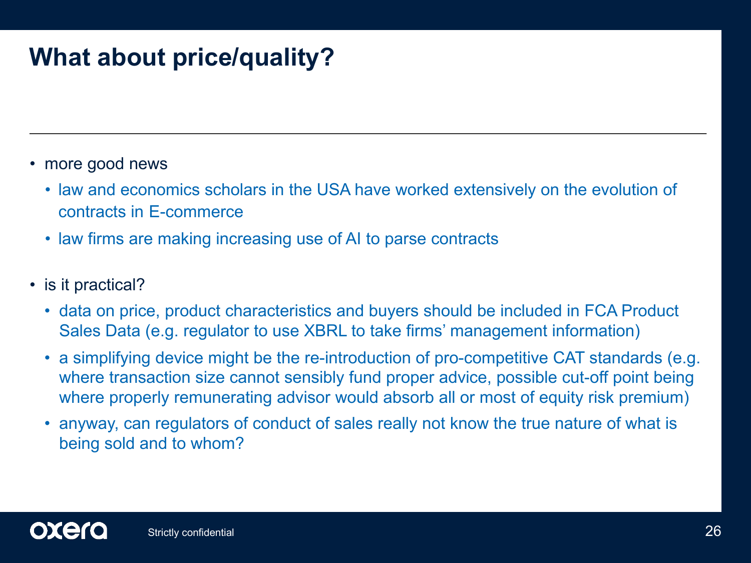# What about price/quality?

- more good news
  - law and economics scholars in the USA have worked extensively on the evolution of contracts in E-commerce
  - law firms are making increasing use of AI to parse contracts

- is it practical?
  - data on price, product characteristics and buyers should be included in FCA Product Sales Data (e.g. regulator to use XBRL to take firms' management information)
  - a simplifying device might be the re-introduction of pro-competitive CAT standards (e.g. where transaction size cannot sensibly fund proper advice, possible cut-off point being where properly remunerating advisor would absorb all or most of equity risk premium)
  - anyway, can regulators of conduct of sales really not know the true nature of what is being sold and to whom?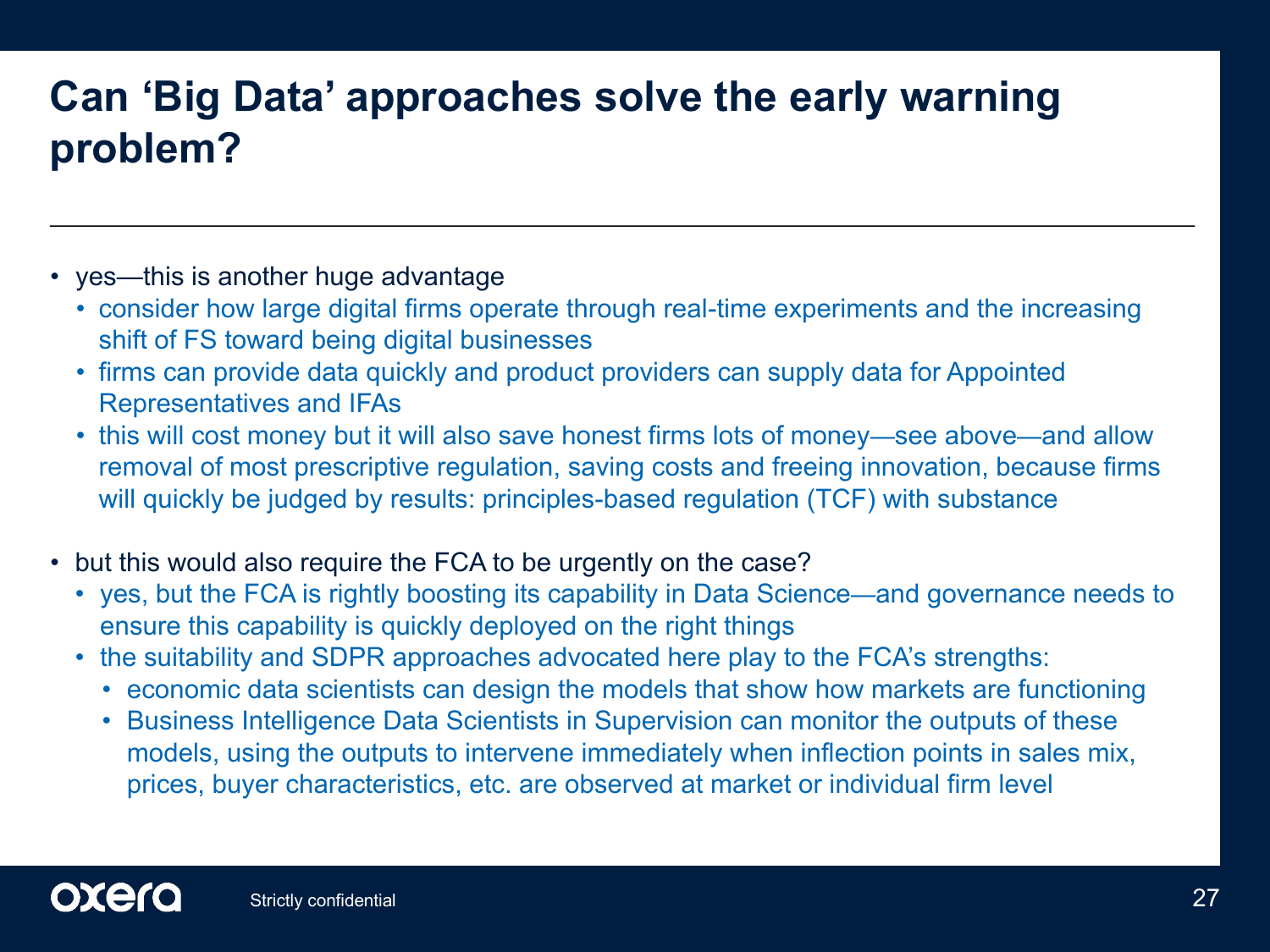# Can ‘Big Data’ approaches solve the early warning problem?

- yes—this is another huge advantage
  - consider how large digital firms operate through real-time experiments and the increasing shift of FS toward being digital businesses
  - firms can provide data quickly and product providers can supply data for Appointed Representatives and IFAs
  - this will cost money but it will also save honest firms lots of money—see above—and allow removal of most prescriptive regulation, saving costs and freeing innovation, because firms will quickly be judged by results: principles-based regulation (TCF) with substance

- but this would also require the FCA to be urgently on the case?
  - yes, but the FCA is rightly boosting its capability in Data Science—and governance needs to ensure this capability is quickly deployed on the right things
  - the suitability and SDPR approaches advocated here play to the FCA’s strengths:
    - economic data scientists can design the models that show how markets are functioning
    - Business Intelligence Data Scientists in Supervision can monitor the outputs of these models, using the outputs to intervene immediately when inflection points in sales mix, prices, buyer characteristics, etc. are observed at market or individual firm level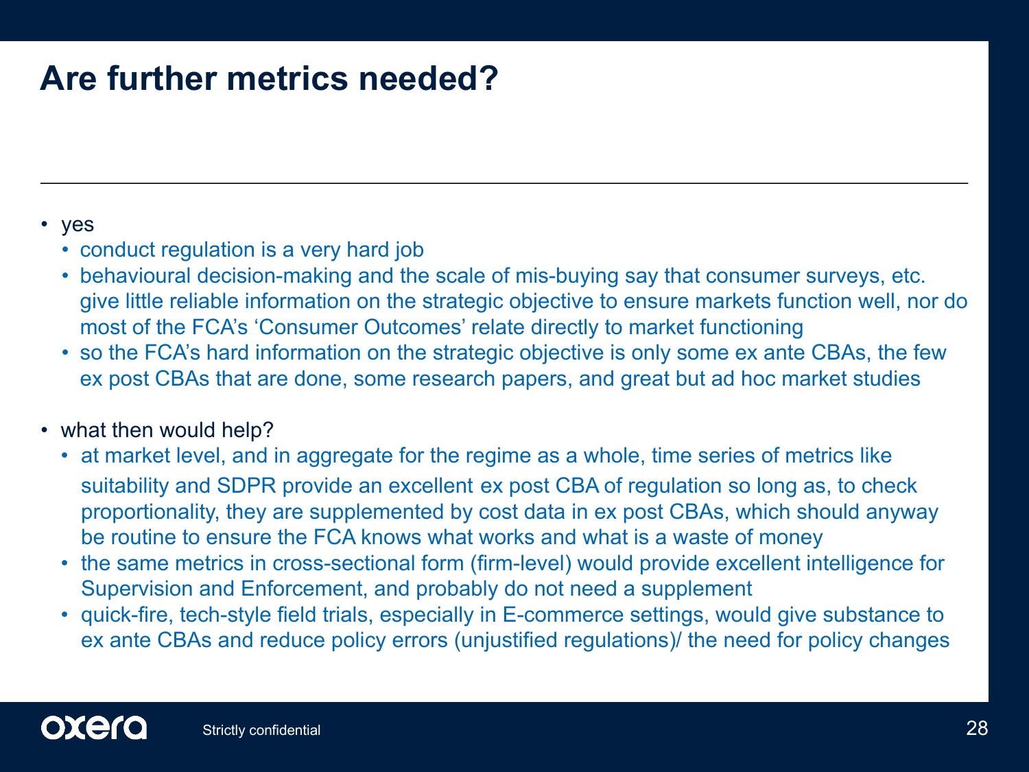# Are further metrics needed?

- yes
  - conduct regulation is a very hard job
  - behavioural decision-making and the scale of mis-buying say that consumer surveys, etc. give little reliable information on the strategic objective to ensure markets function well, nor do most of the FCA's 'Consumer Outcomes' relate directly to market functioning
  - so the FCA's hard information on the strategic objective is only some ex ante CBAs, the few ex post CBAs that are done, some research papers, and great but ad hoc market studies

- what then would help?
  - at market level, and in aggregate for the regime as a whole, time series of metrics like suitability and SDPR provide an excellent ex post CBA of regulation so long as, to check proportionality, they are supplemented by cost data in ex post CBAs, which should anyway be routine to ensure the FCA knows what works and what is a waste of money
  - the same metrics in cross-sectional form (firm-level) would provide excellent intelligence for Supervision and Enforcement, and probably do not need a supplement
  - quick-fire, tech-style field trials, especially in E-commerce settings, would give substance to ex ante CBAs and reduce policy errors (unjustified regulations)/ the need for policy changes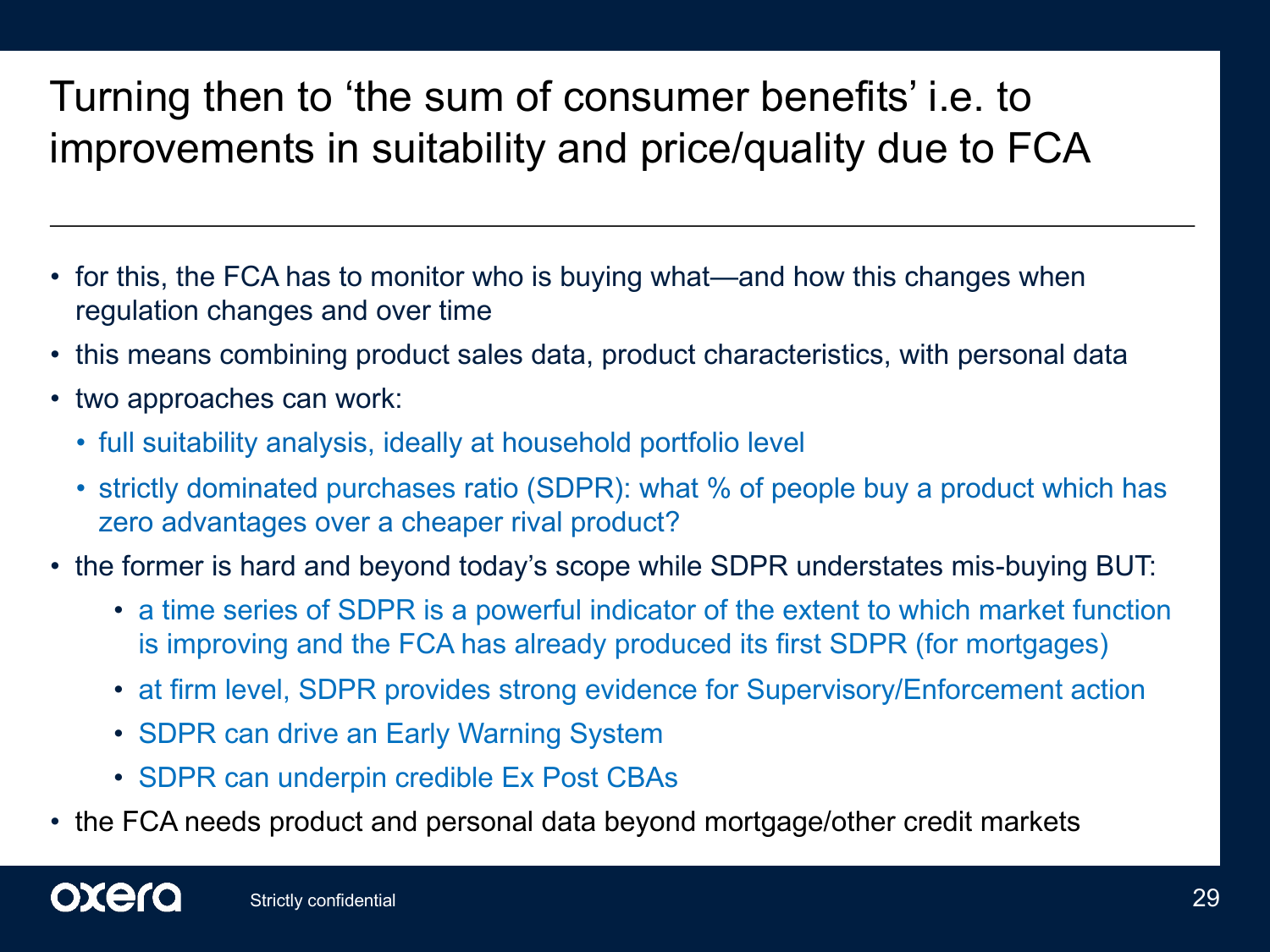# Turning then to 'the sum of consumer benefits' i.e. to improvements in suitability and price/quality due to FCA

- for this, the FCA has to monitor who is buying what—and how this changes when regulation changes and over time
- this means combining product sales data, product characteristics, with personal data
- two approaches can work:
  - full suitability analysis, ideally at household portfolio level
  - strictly dominated purchases ratio (SDPR): what % of people buy a product which has zero advantages over a cheaper rival product?
- the former is hard and beyond today's scope while SDPR understates mis-buying BUT:
  - a time series of SDPR is a powerful indicator of the extent to which market function is improving and the FCA has already produced its first SDPR (for mortgages)
  - at firm level, SDPR provides strong evidence for Supervisory/Enforcement action
  - SDPR can drive an Early Warning System
  - SDPR can underpin credible Ex Post CBAs
- the FCA needs product and personal data beyond mortgage/other credit markets

Strictly confidential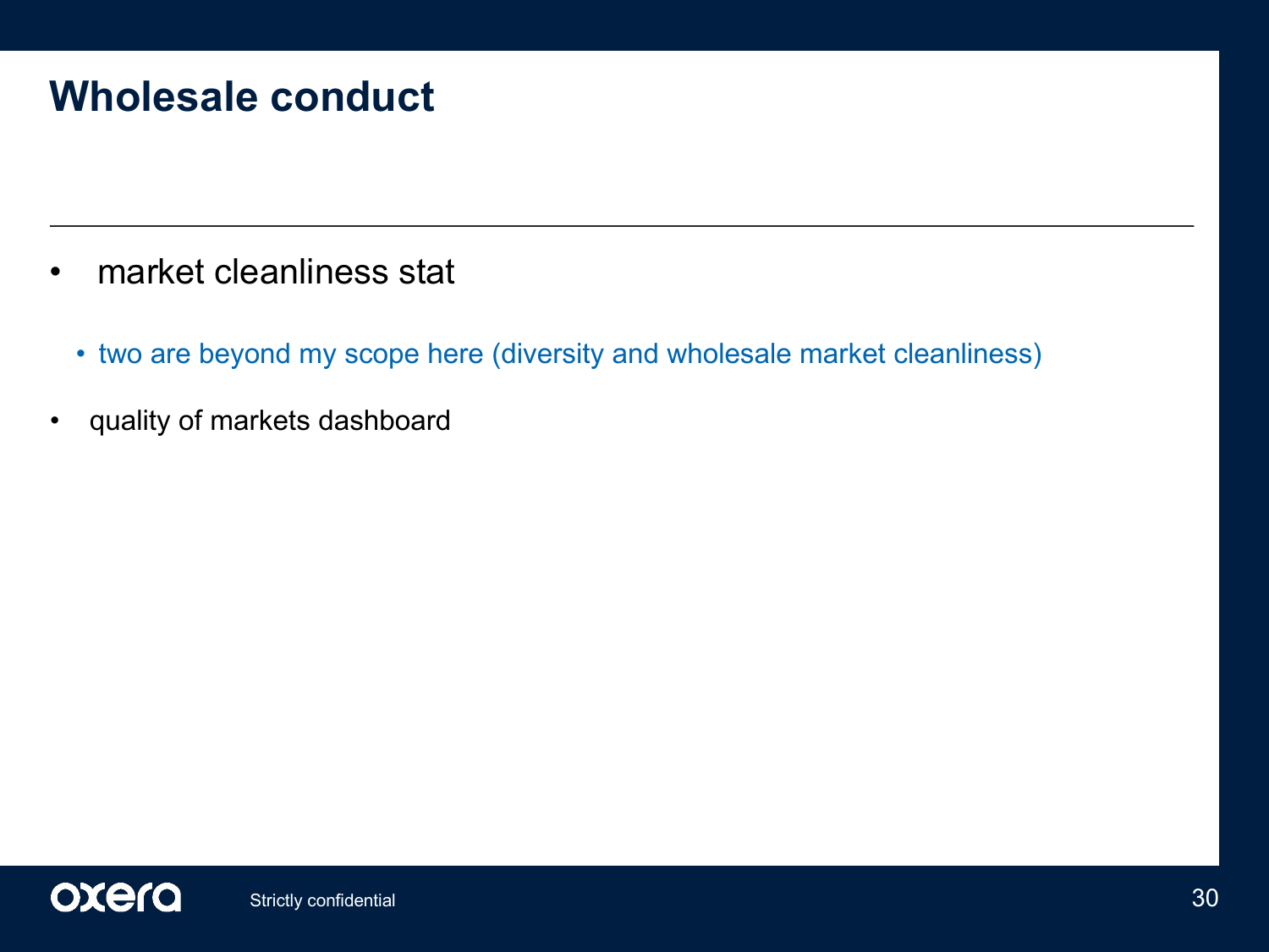# Wholesale conduct

- market cleanliness stat
  - two are beyond my scope here (diversity and wholesale market cleanliness)
- quality of markets dashboard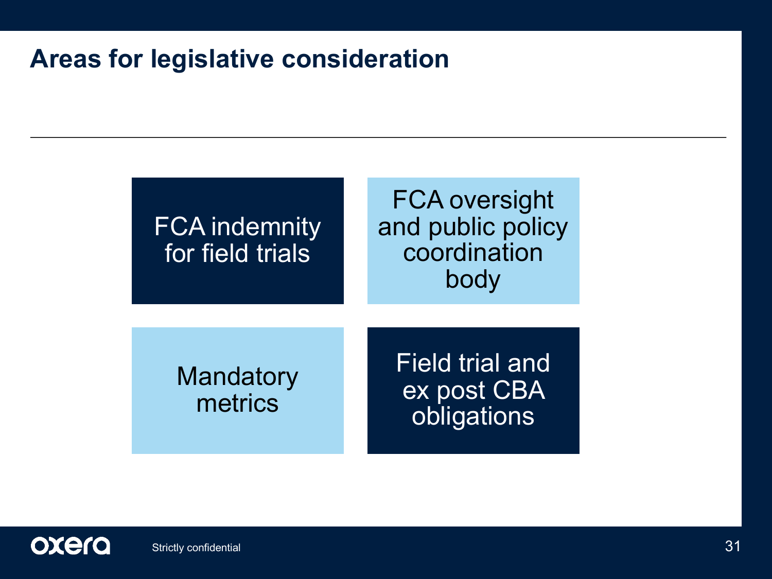# Areas for legislative consideration

- FCA indemnity for field trials
- FCA oversight and public policy coordination body
- Mandatory metrics
- Field trial and ex post CBA obligations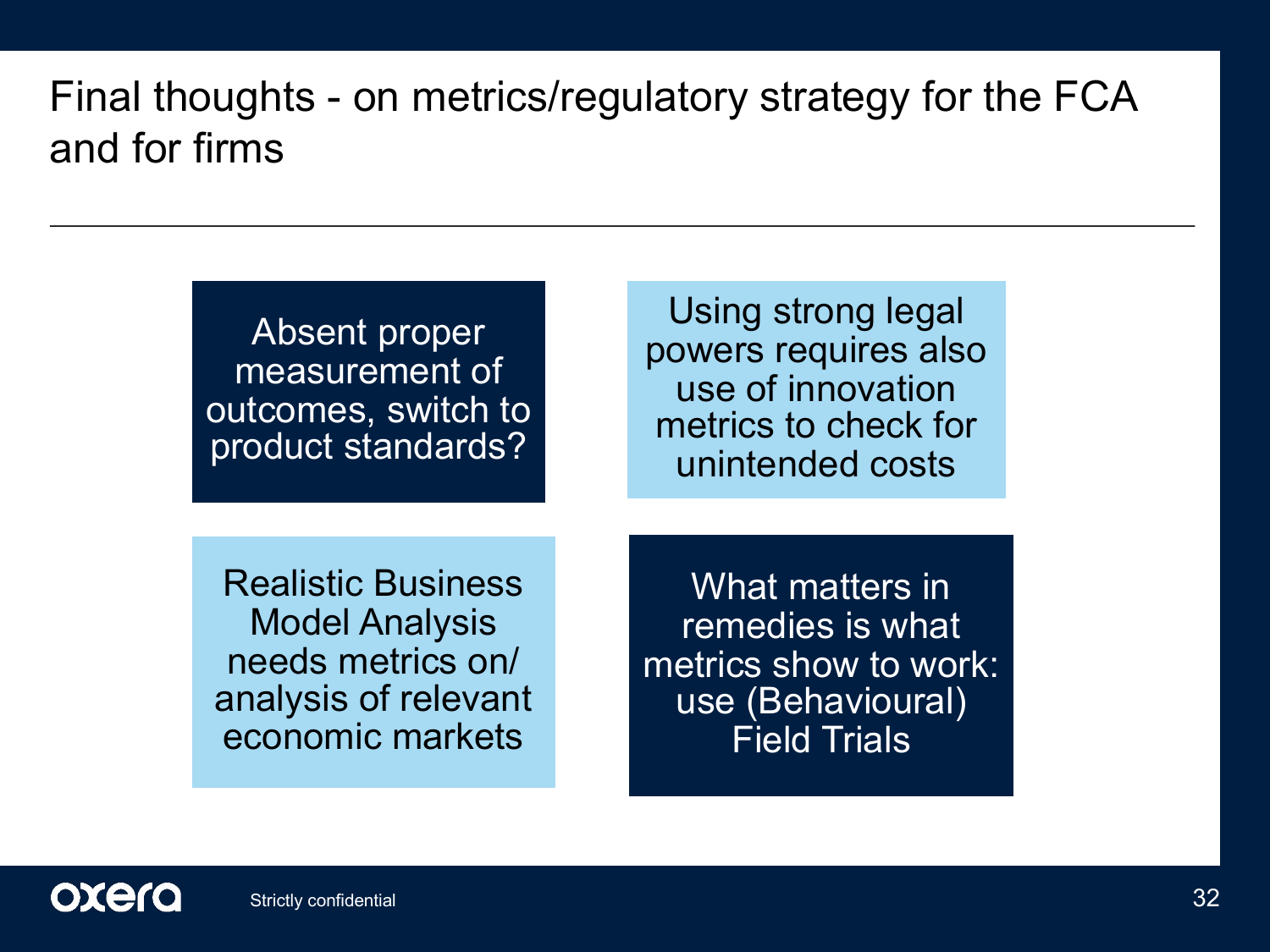# Final thoughts - on metrics/regulatory strategy for the FCA and for firms

- Absent proper measurement of outcomes, switch to product standards?
- Using strong legal powers requires also use of innovation metrics to check for unintended costs
- Realistic Business Model Analysis needs metrics on/ analysis of relevant economic markets
- What matters in remedies is what metrics show to work: use (Behavioural) Field Trials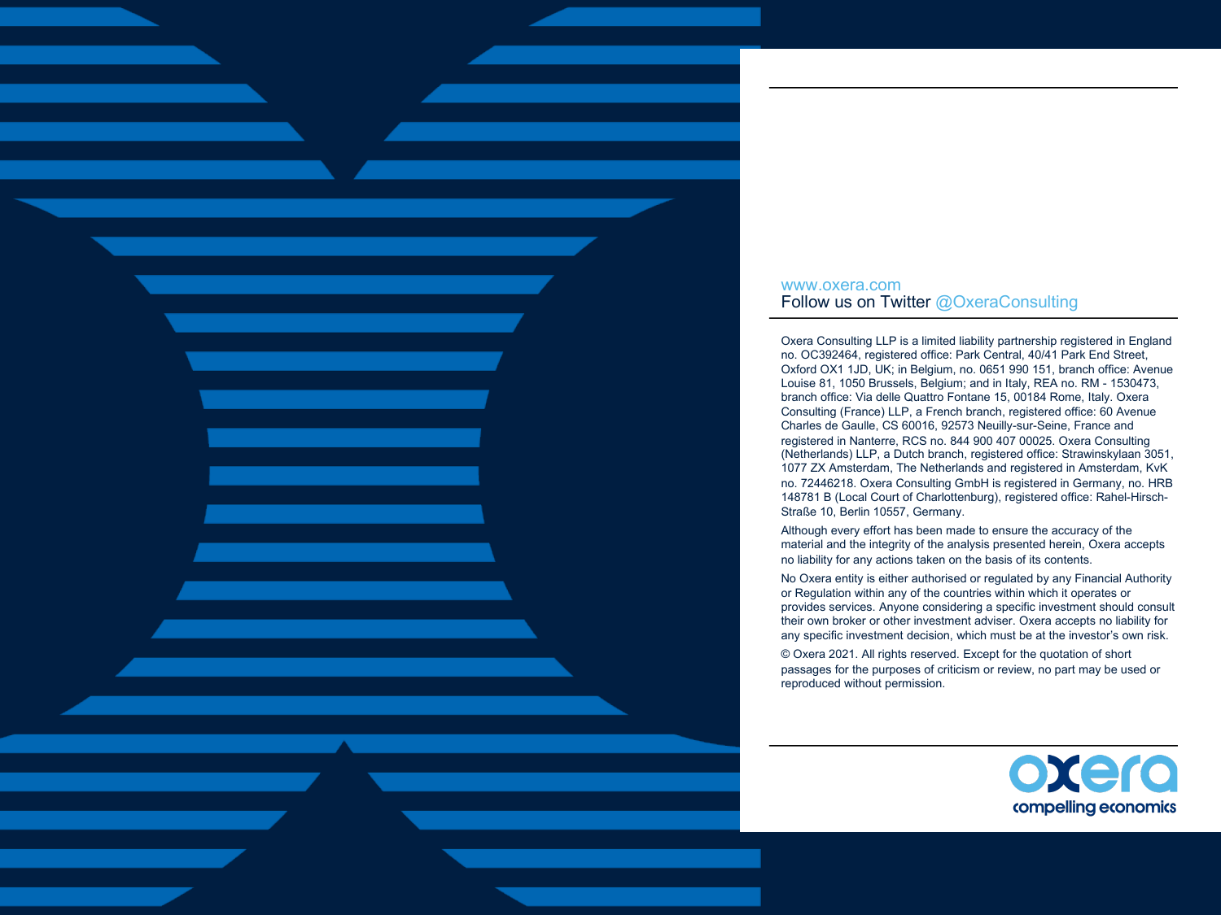www.oxera.com
Follow us on Twitter @OxeraConsulting

Oxera Consulting LLP is a limited liability partnership registered in England no. OC392464, registered office: Park Central, 40/41 Park End Street, Oxford OX1 1JD, UK; in Belgium, no. 0651 990 151, branch office: Avenue Louise 81, 1050 Brussels, Belgium; and in Italy, REA no. RM - 1530473, branch office: Via delle Quattro Fontane 15, 00184 Rome, Italy. Oxera Consulting (France) LLP, a French branch, registered office: 60 Avenue Charles de Gaulle, CS 60016, 92573 Neuilly-sur-Seine, France and registered in Nanterre, RCS no. 844 900 407 00025. Oxera Consulting (Netherlands) LLP, a Dutch branch, registered office: Strawinskylaan 3051, 1077 ZX Amsterdam, The Netherlands and registered in Amsterdam, KvK no. 72446218. Oxera Consulting GmbH is registered in Germany, no. HRB 148781 B (Local Court of Charlottenburg), registered office: Rahel-Hirsch-Straße 10, Berlin 10557, Germany.

Although every effort has been made to ensure the accuracy of the material and the integrity of the analysis presented herein, Oxera accepts no liability for any actions taken on the basis of its contents.

No Oxera entity is either authorised or regulated by any Financial Authority or Regulation within any of the countries within which it operates or provides services. Anyone considering a specific investment should consult their own broker or other investment adviser. Oxera accepts no liability for any specific investment decision, which must be at the investor's own risk.

© Oxera 2021. All rights reserved. Except for the quotation of short passages for the purposes of criticism or review, no part may be used or reproduced without permission.

oxera
compelling economics